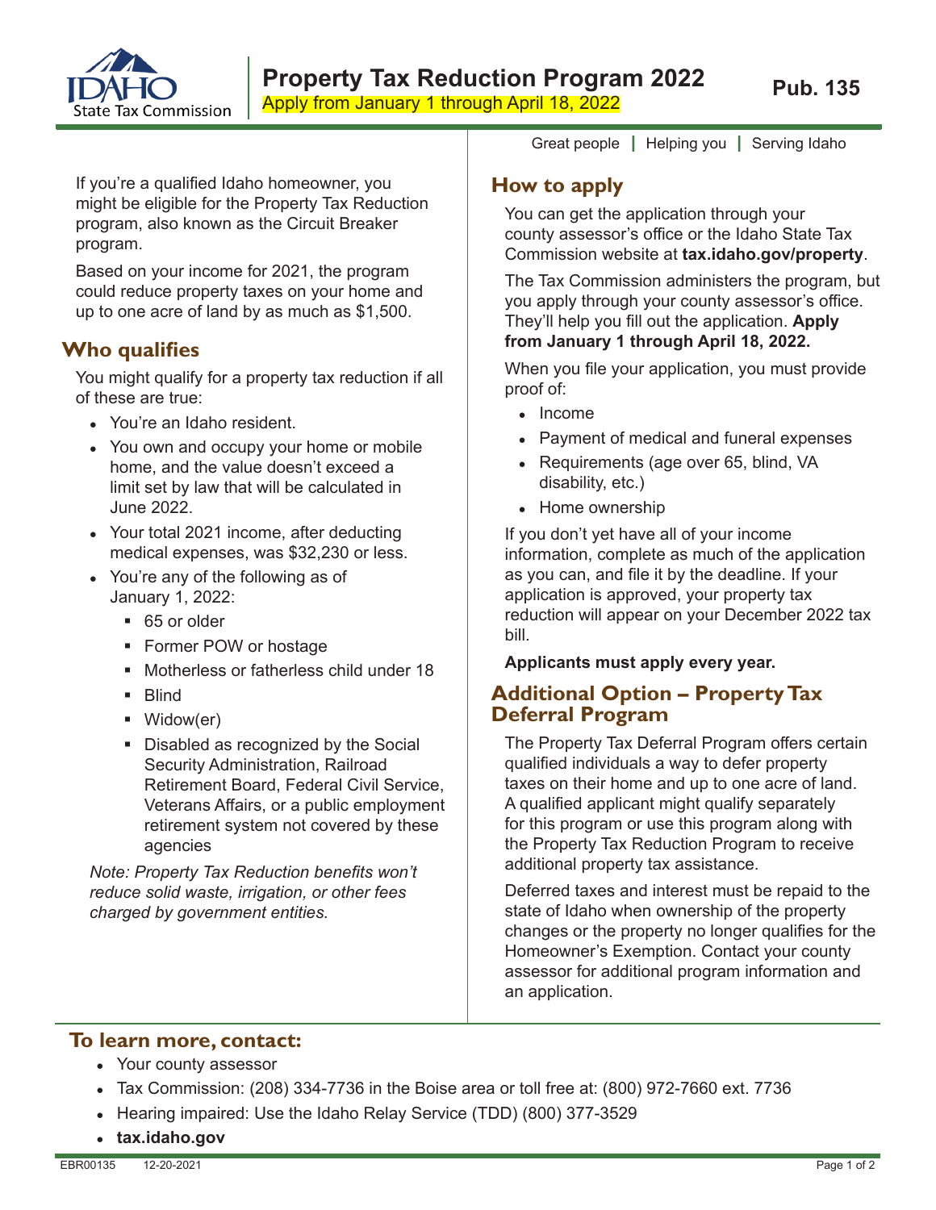# Property Tax Reduction Program 2022

Apply from January 1 through April 18, 2022

Pub. 135

Great people | Helping you | Serving Idaho

If you're a qualified Idaho homeowner, you might be eligible for the Property Tax Reduction program, also known as the Circuit Breaker program.

Based on your income for 2021, the program could reduce property taxes on your home and up to one acre of land by as much as $1,500.

## Who qualifies

You might qualify for a property tax reduction if all of these are true:

- You're an Idaho resident.
- You own and occupy your home or mobile home, and the value doesn't exceed a limit set by law that will be calculated in June 2022.
- Your total 2021 income, after deducting medical expenses, was $32,230 or less.
- You're any of the following as of January 1, 2022:
  - 65 or older
  - Former POW or hostage
  - Motherless or fatherless child under 18
  - Blind
  - Widow(er)
  - Disabled as recognized by the Social Security Administration, Railroad Retirement Board, Federal Civil Service, Veterans Affairs, or a public employment retirement system not covered by these agencies

*Note: Property Tax Reduction benefits won't reduce solid waste, irrigation, or other fees charged by government entities.*

## How to apply

You can get the application through your county assessor's office or the Idaho State Tax Commission website at **tax.idaho.gov/property**.

The Tax Commission administers the program, but you apply through your county assessor's office. They'll help you fill out the application. **Apply from January 1 through April 18, 2022.**

When you file your application, you must provide proof of:

- Income
- Payment of medical and funeral expenses
- Requirements (age over 65, blind, VA disability, etc.)
- Home ownership

If you don't yet have all of your income information, complete as much of the application as you can, and file it by the deadline. If your application is approved, your property tax reduction will appear on your December 2022 tax bill.

**Applicants must apply every year.**

## Additional Option – Property Tax Deferral Program

The Property Tax Deferral Program offers certain qualified individuals a way to defer property taxes on their home and up to one acre of land. A qualified applicant might qualify separately for this program or use this program along with the Property Tax Reduction Program to receive additional property tax assistance.

Deferred taxes and interest must be repaid to the state of Idaho when ownership of the property changes or the property no longer qualifies for the Homeowner's Exemption. Contact your county assessor for additional program information and an application.

## To learn more, contact:

- Your county assessor
- Tax Commission: (208) 334-7736 in the Boise area or toll free at: (800) 972-7660 ext. 7736
- Hearing impaired: Use the Idaho Relay Service (TDD) (800) 377-3529
- **tax.idaho.gov**

EBR00135 12-20-2021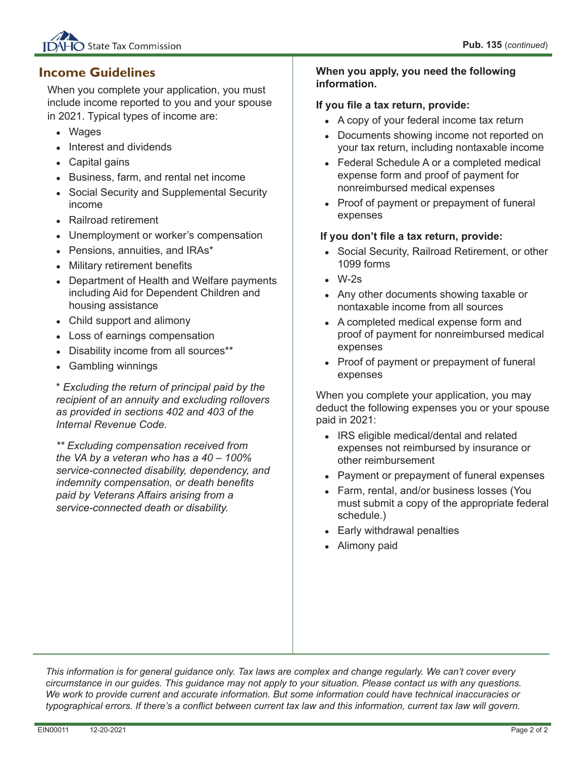## Income Guidelines

When you complete your application, you must include income reported to you and your spouse in 2021. Typical types of income are:

- Wages
- Interest and dividends
- Capital gains
- Business, farm, and rental net income
- Social Security and Supplemental Security income
- Railroad retirement
- Unemployment or worker's compensation
- Pensions, annuities, and IRAs*
- Military retirement benefits
- Department of Health and Welfare payments including Aid for Dependent Children and housing assistance
- Child support and alimony
- Loss of earnings compensation
- Disability income from all sources**
- Gambling winnings

\* *Excluding the return of principal paid by the recipient of an annuity and excluding rollovers as provided in sections 402 and 403 of the Internal Revenue Code.*

*** Excluding compensation received from the VA by a veteran who has a 40 – 100% service-connected disability, dependency, and indemnity compensation, or death benefits paid by Veterans Affairs arising from a service-connected death or disability.*

**When you apply, you need the following information.**

**If you file a tax return, provide:**

- A copy of your federal income tax return
- Documents showing income not reported on your tax return, including nontaxable income
- Federal Schedule A or a completed medical expense form and proof of payment for nonreimbursed medical expenses
- Proof of payment or prepayment of funeral expenses

**If you don't file a tax return, provide:**

- Social Security, Railroad Retirement, or other 1099 forms
- W-2s
- Any other documents showing taxable or nontaxable income from all sources
- A completed medical expense form and proof of payment for nonreimbursed medical expenses
- Proof of payment or prepayment of funeral expenses

When you complete your application, you may deduct the following expenses you or your spouse paid in 2021:

- IRS eligible medical/dental and related expenses not reimbursed by insurance or other reimbursement
- Payment or prepayment of funeral expenses
- Farm, rental, and/or business losses (You must submit a copy of the appropriate federal schedule.)
- Early withdrawal penalties
- Alimony paid

*This information is for general guidance only. Tax laws are complex and change regularly. We can't cover every circumstance in our guides. This guidance may not apply to your situation. Please contact us with any questions. We work to provide current and accurate information. But some information could have technical inaccuracies or typographical errors. If there's a conflict between current tax law and this information, current tax law will govern.*

EIN00011 12-20-2021